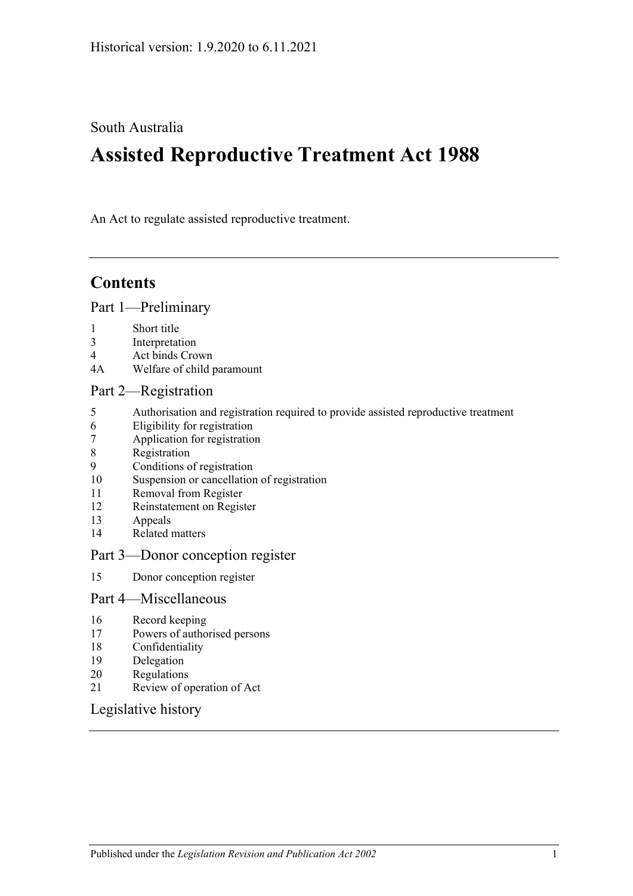Historical version: 1.9.2020 to 6.11.2021

South Australia

# Assisted Reproductive Treatment Act 1988

An Act to regulate assisted reproductive treatment.

## Contents

Part 1—Preliminary

1 Short title
3 Interpretation
4 Act binds Crown
4A Welfare of child paramount

Part 2—Registration

5 Authorisation and registration required to provide assisted reproductive treatment
6 Eligibility for registration
7 Application for registration
8 Registration
9 Conditions of registration
10 Suspension or cancellation of registration
11 Removal from Register
12 Reinstatement on Register
13 Appeals
14 Related matters

Part 3—Donor conception register

15 Donor conception register

Part 4—Miscellaneous

16 Record keeping
17 Powers of authorised persons
18 Confidentiality
19 Delegation
20 Regulations
21 Review of operation of Act

Legislative history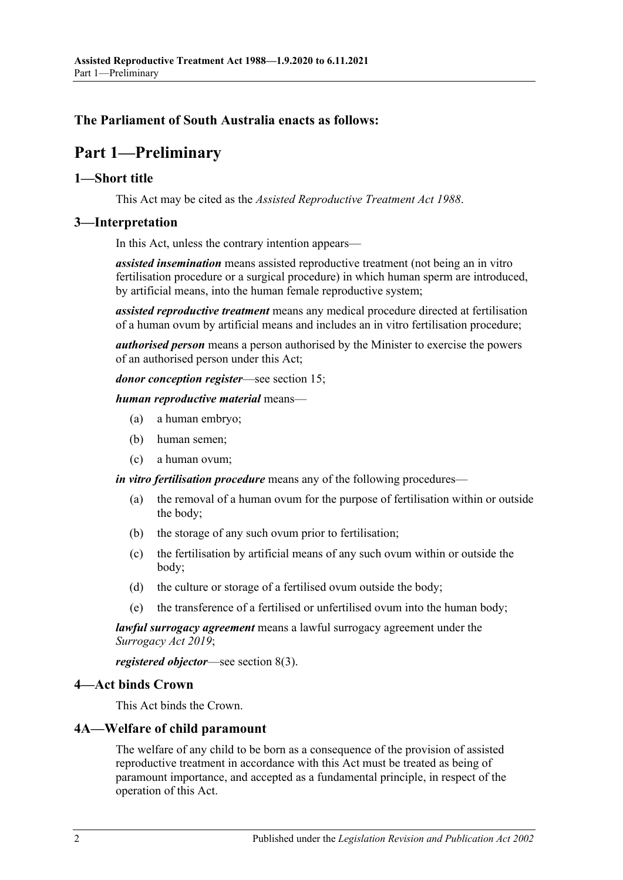**The Parliament of South Australia enacts as follows:**

# Part 1—Preliminary

## 1—Short title

This Act may be cited as the *Assisted Reproductive Treatment Act 1988*.

## 3—Interpretation

In this Act, unless the contrary intention appears—

***assisted insemination*** means assisted reproductive treatment (not being an in vitro fertilisation procedure or a surgical procedure) in which human sperm are introduced, by artificial means, into the human female reproductive system;

***assisted reproductive treatment*** means any medical procedure directed at fertilisation of a human ovum by artificial means and includes an in vitro fertilisation procedure;

***authorised person*** means a person authorised by the Minister to exercise the powers of an authorised person under this Act;

***donor conception register***—see section 15;

***human reproductive material*** means—

- (a) a human embryo;
- (b) human semen;
- (c) a human ovum;

***in vitro fertilisation procedure*** means any of the following procedures—

- (a) the removal of a human ovum for the purpose of fertilisation within or outside the body;
- (b) the storage of any such ovum prior to fertilisation;
- (c) the fertilisation by artificial means of any such ovum within or outside the body;
- (d) the culture or storage of a fertilised ovum outside the body;
- (e) the transference of a fertilised or unfertilised ovum into the human body;

***lawful surrogacy agreement*** means a lawful surrogacy agreement under the *Surrogacy Act 2019*;

***registered objector***—see section 8(3).

## 4—Act binds Crown

This Act binds the Crown.

## 4A—Welfare of child paramount

The welfare of any child to be born as a consequence of the provision of assisted reproductive treatment in accordance with this Act must be treated as being of paramount importance, and accepted as a fundamental principle, in respect of the operation of this Act.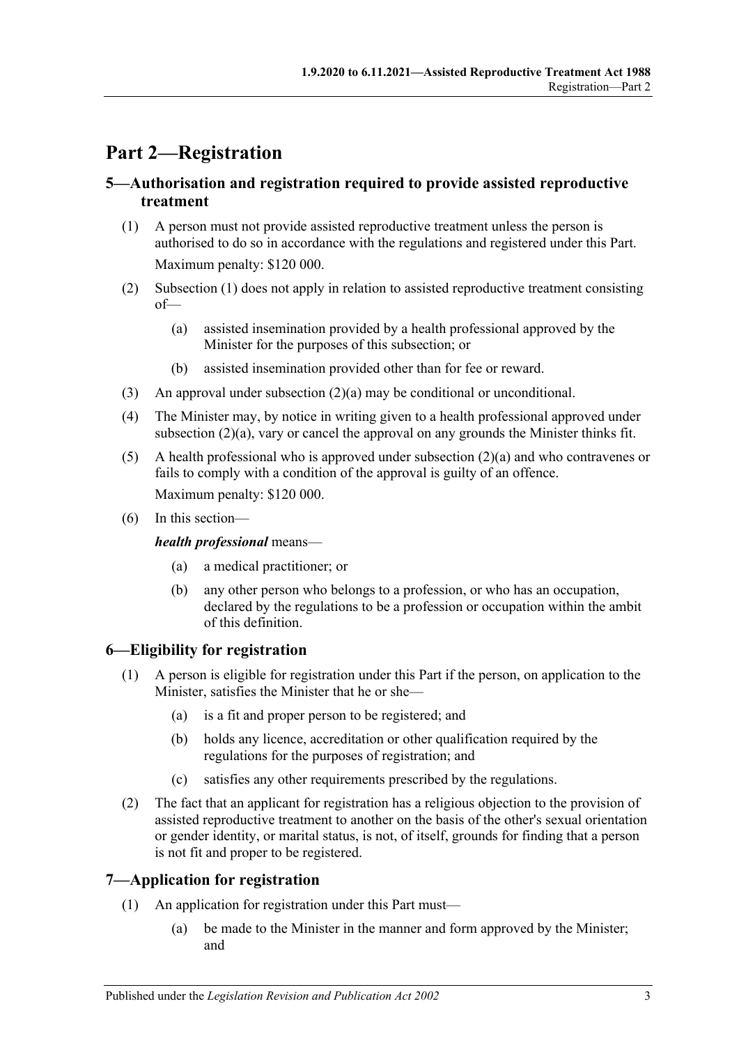# Part 2—Registration

## 5—Authorisation and registration required to provide assisted reproductive treatment

(1) A person must not provide assisted reproductive treatment unless the person is authorised to do so in accordance with the regulations and registered under this Part.

Maximum penalty: $120 000.

(2) Subsection (1) does not apply in relation to assisted reproductive treatment consisting of—

(a) assisted insemination provided by a health professional approved by the Minister for the purposes of this subsection; or

(b) assisted insemination provided other than for fee or reward.

(3) An approval under subsection (2)(a) may be conditional or unconditional.

(4) The Minister may, by notice in writing given to a health professional approved under subsection (2)(a), vary or cancel the approval on any grounds the Minister thinks fit.

(5) A health professional who is approved under subsection (2)(a) and who contravenes or fails to comply with a condition of the approval is guilty of an offence.

Maximum penalty: $120 000.

(6) In this section—

***health professional*** means—

(a) a medical practitioner; or

(b) any other person who belongs to a profession, or who has an occupation, declared by the regulations to be a profession or occupation within the ambit of this definition.

## 6—Eligibility for registration

(1) A person is eligible for registration under this Part if the person, on application to the Minister, satisfies the Minister that he or she—

(a) is a fit and proper person to be registered; and

(b) holds any licence, accreditation or other qualification required by the regulations for the purposes of registration; and

(c) satisfies any other requirements prescribed by the regulations.

(2) The fact that an applicant for registration has a religious objection to the provision of assisted reproductive treatment to another on the basis of the other's sexual orientation or gender identity, or marital status, is not, of itself, grounds for finding that a person is not fit and proper to be registered.

## 7—Application for registration

(1) An application for registration under this Part must—

(a) be made to the Minister in the manner and form approved by the Minister; and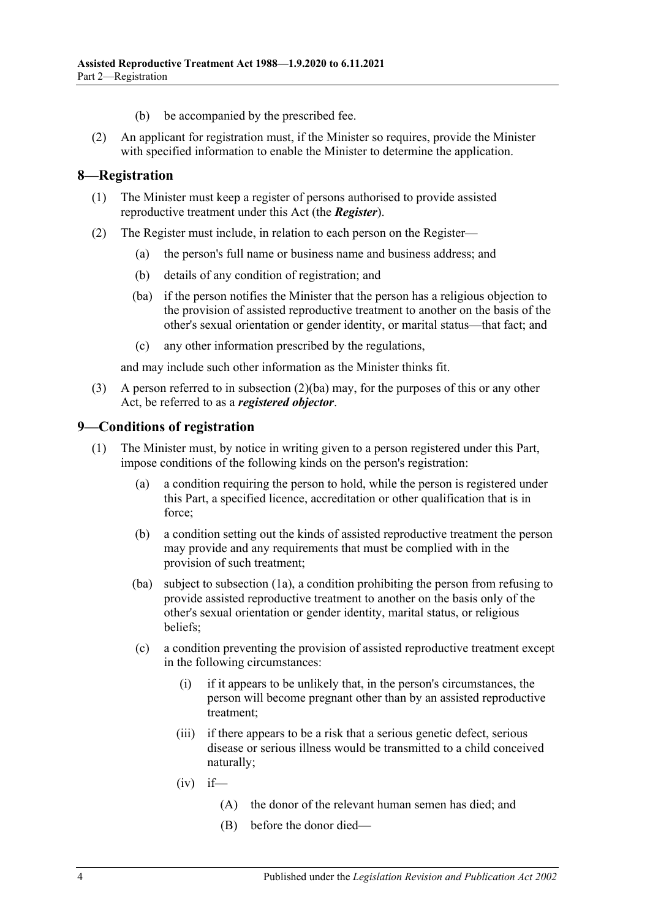(b) be accompanied by the prescribed fee.

(2) An applicant for registration must, if the Minister so requires, provide the Minister with specified information to enable the Minister to determine the application.

## 8—Registration

(1) The Minister must keep a register of persons authorised to provide assisted reproductive treatment under this Act (the ***Register***).

(2) The Register must include, in relation to each person on the Register—

- (a) the person's full name or business name and business address; and
- (b) details of any condition of registration; and
- (ba) if the person notifies the Minister that the person has a religious objection to the provision of assisted reproductive treatment to another on the basis of the other's sexual orientation or gender identity, or marital status—that fact; and
- (c) any other information prescribed by the regulations,

and may include such other information as the Minister thinks fit.

(3) A person referred to in subsection (2)(ba) may, for the purposes of this or any other Act, be referred to as a ***registered objector***.

## 9—Conditions of registration

(1) The Minister must, by notice in writing given to a person registered under this Part, impose conditions of the following kinds on the person's registration:

- (a) a condition requiring the person to hold, while the person is registered under this Part, a specified licence, accreditation or other qualification that is in force;
- (b) a condition setting out the kinds of assisted reproductive treatment the person may provide and any requirements that must be complied with in the provision of such treatment;
- (ba) subject to subsection (1a), a condition prohibiting the person from refusing to provide assisted reproductive treatment to another on the basis only of the other's sexual orientation or gender identity, marital status, or religious beliefs;
- (c) a condition preventing the provision of assisted reproductive treatment except in the following circumstances:
    - (i) if it appears to be unlikely that, in the person's circumstances, the person will become pregnant other than by an assisted reproductive treatment;
    - (iii) if there appears to be a risk that a serious genetic defect, serious disease or serious illness would be transmitted to a child conceived naturally;
    - (iv) if—
        - (A) the donor of the relevant human semen has died; and
        - (B) before the donor died—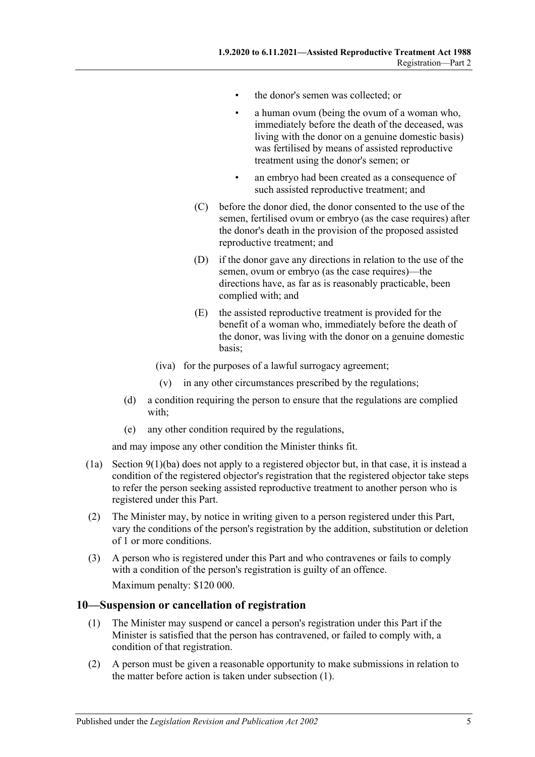- the donor's semen was collected; or
- a human ovum (being the ovum of a woman who, immediately before the death of the deceased, was living with the donor on a genuine domestic basis) was fertilised by means of assisted reproductive treatment using the donor's semen; or
- an embryo had been created as a consequence of such assisted reproductive treatment; and

(C) before the donor died, the donor consented to the use of the semen, fertilised ovum or embryo (as the case requires) after the donor's death in the provision of the proposed assisted reproductive treatment; and

(D) if the donor gave any directions in relation to the use of the semen, ovum or embryo (as the case requires)—the directions have, as far as is reasonably practicable, been complied with; and

(E) the assisted reproductive treatment is provided for the benefit of a woman who, immediately before the death of the donor, was living with the donor on a genuine domestic basis;

(iva) for the purposes of a lawful surrogacy agreement;

(v) in any other circumstances prescribed by the regulations;

(d) a condition requiring the person to ensure that the regulations are complied with;

(e) any other condition required by the regulations,

and may impose any other condition the Minister thinks fit.

(1a) Section 9(1)(ba) does not apply to a registered objector but, in that case, it is instead a condition of the registered objector's registration that the registered objector take steps to refer the person seeking assisted reproductive treatment to another person who is registered under this Part.

(2) The Minister may, by notice in writing given to a person registered under this Part, vary the conditions of the person's registration by the addition, substitution or deletion of 1 or more conditions.

(3) A person who is registered under this Part and who contravenes or fails to comply with a condition of the person's registration is guilty of an offence.

Maximum penalty: $120 000.

## 10—Suspension or cancellation of registration

(1) The Minister may suspend or cancel a person's registration under this Part if the Minister is satisfied that the person has contravened, or failed to comply with, a condition of that registration.

(2) A person must be given a reasonable opportunity to make submissions in relation to the matter before action is taken under subsection (1).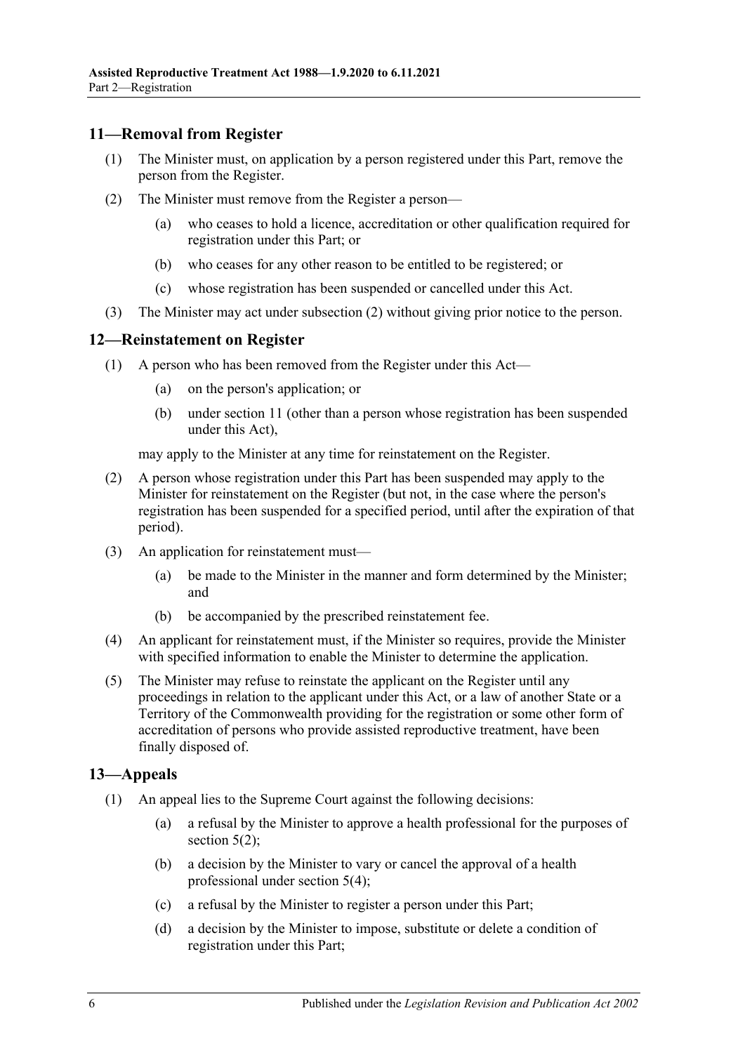## 11—Removal from Register

(1) The Minister must, on application by a person registered under this Part, remove the person from the Register.

(2) The Minister must remove from the Register a person—

(a) who ceases to hold a licence, accreditation or other qualification required for registration under this Part; or

(b) who ceases for any other reason to be entitled to be registered; or

(c) whose registration has been suspended or cancelled under this Act.

(3) The Minister may act under subsection (2) without giving prior notice to the person.

## 12—Reinstatement on Register

(1) A person who has been removed from the Register under this Act—

(a) on the person's application; or

(b) under section 11 (other than a person whose registration has been suspended under this Act),

may apply to the Minister at any time for reinstatement on the Register.

(2) A person whose registration under this Part has been suspended may apply to the Minister for reinstatement on the Register (but not, in the case where the person's registration has been suspended for a specified period, until after the expiration of that period).

(3) An application for reinstatement must—

(a) be made to the Minister in the manner and form determined by the Minister; and

(b) be accompanied by the prescribed reinstatement fee.

(4) An applicant for reinstatement must, if the Minister so requires, provide the Minister with specified information to enable the Minister to determine the application.

(5) The Minister may refuse to reinstate the applicant on the Register until any proceedings in relation to the applicant under this Act, or a law of another State or a Territory of the Commonwealth providing for the registration or some other form of accreditation of persons who provide assisted reproductive treatment, have been finally disposed of.

## 13—Appeals

(1) An appeal lies to the Supreme Court against the following decisions:

(a) a refusal by the Minister to approve a health professional for the purposes of section 5(2);

(b) a decision by the Minister to vary or cancel the approval of a health professional under section 5(4);

(c) a refusal by the Minister to register a person under this Part;

(d) a decision by the Minister to impose, substitute or delete a condition of registration under this Part;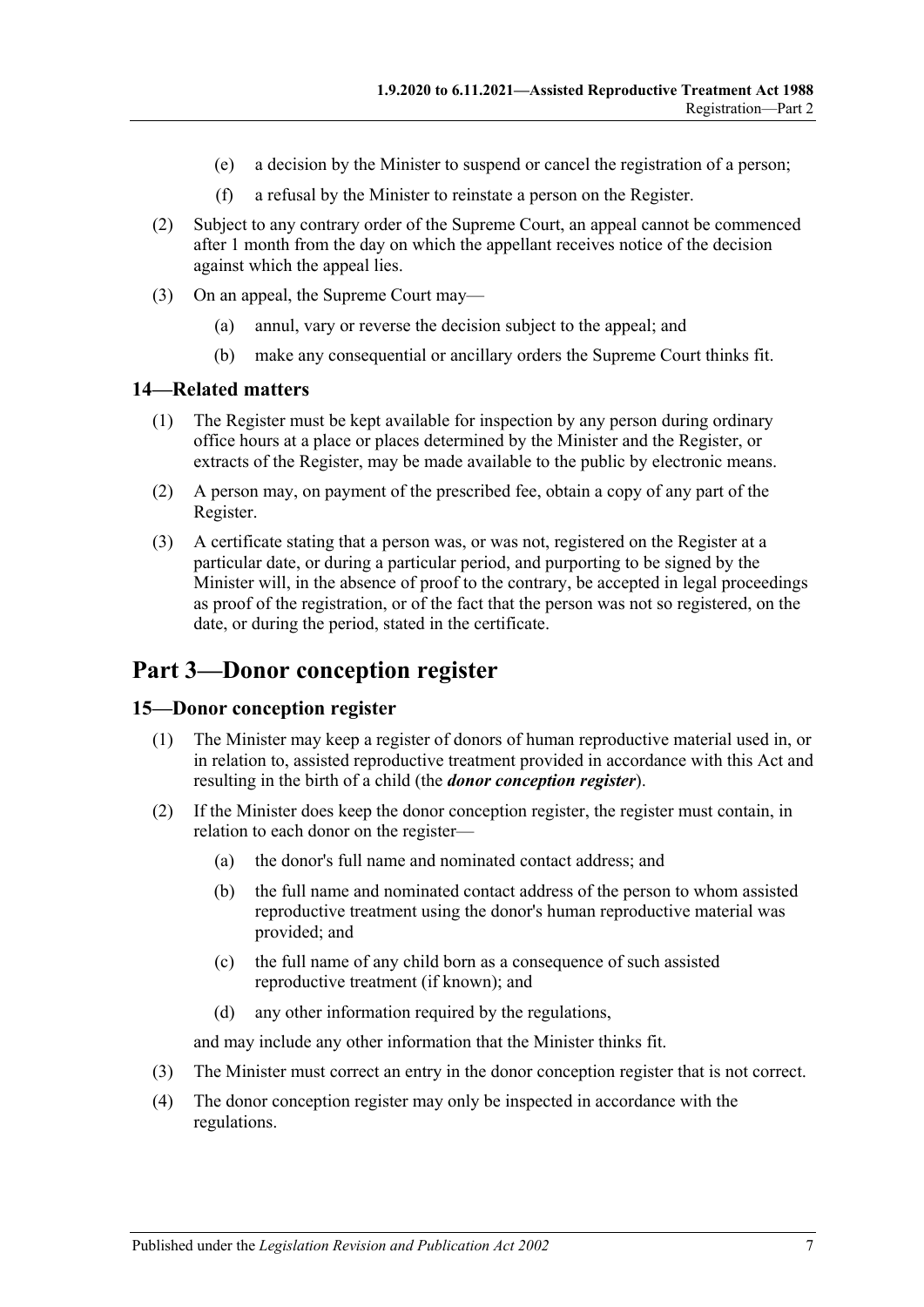(e) a decision by the Minister to suspend or cancel the registration of a person;

(f) a refusal by the Minister to reinstate a person on the Register.

(2) Subject to any contrary order of the Supreme Court, an appeal cannot be commenced after 1 month from the day on which the appellant receives notice of the decision against which the appeal lies.

(3) On an appeal, the Supreme Court may—

(a) annul, vary or reverse the decision subject to the appeal; and

(b) make any consequential or ancillary orders the Supreme Court thinks fit.

### 14—Related matters

(1) The Register must be kept available for inspection by any person during ordinary office hours at a place or places determined by the Minister and the Register, or extracts of the Register, may be made available to the public by electronic means.

(2) A person may, on payment of the prescribed fee, obtain a copy of any part of the Register.

(3) A certificate stating that a person was, or was not, registered on the Register at a particular date, or during a particular period, and purporting to be signed by the Minister will, in the absence of proof to the contrary, be accepted in legal proceedings as proof of the registration, or of the fact that the person was not so registered, on the date, or during the period, stated in the certificate.

## Part 3—Donor conception register

### 15—Donor conception register

(1) The Minister may keep a register of donors of human reproductive material used in, or in relation to, assisted reproductive treatment provided in accordance with this Act and resulting in the birth of a child (the ***donor conception register***).

(2) If the Minister does keep the donor conception register, the register must contain, in relation to each donor on the register—

(a) the donor's full name and nominated contact address; and

(b) the full name and nominated contact address of the person to whom assisted reproductive treatment using the donor's human reproductive material was provided; and

(c) the full name of any child born as a consequence of such assisted reproductive treatment (if known); and

(d) any other information required by the regulations,

and may include any other information that the Minister thinks fit.

(3) The Minister must correct an entry in the donor conception register that is not correct.

(4) The donor conception register may only be inspected in accordance with the regulations.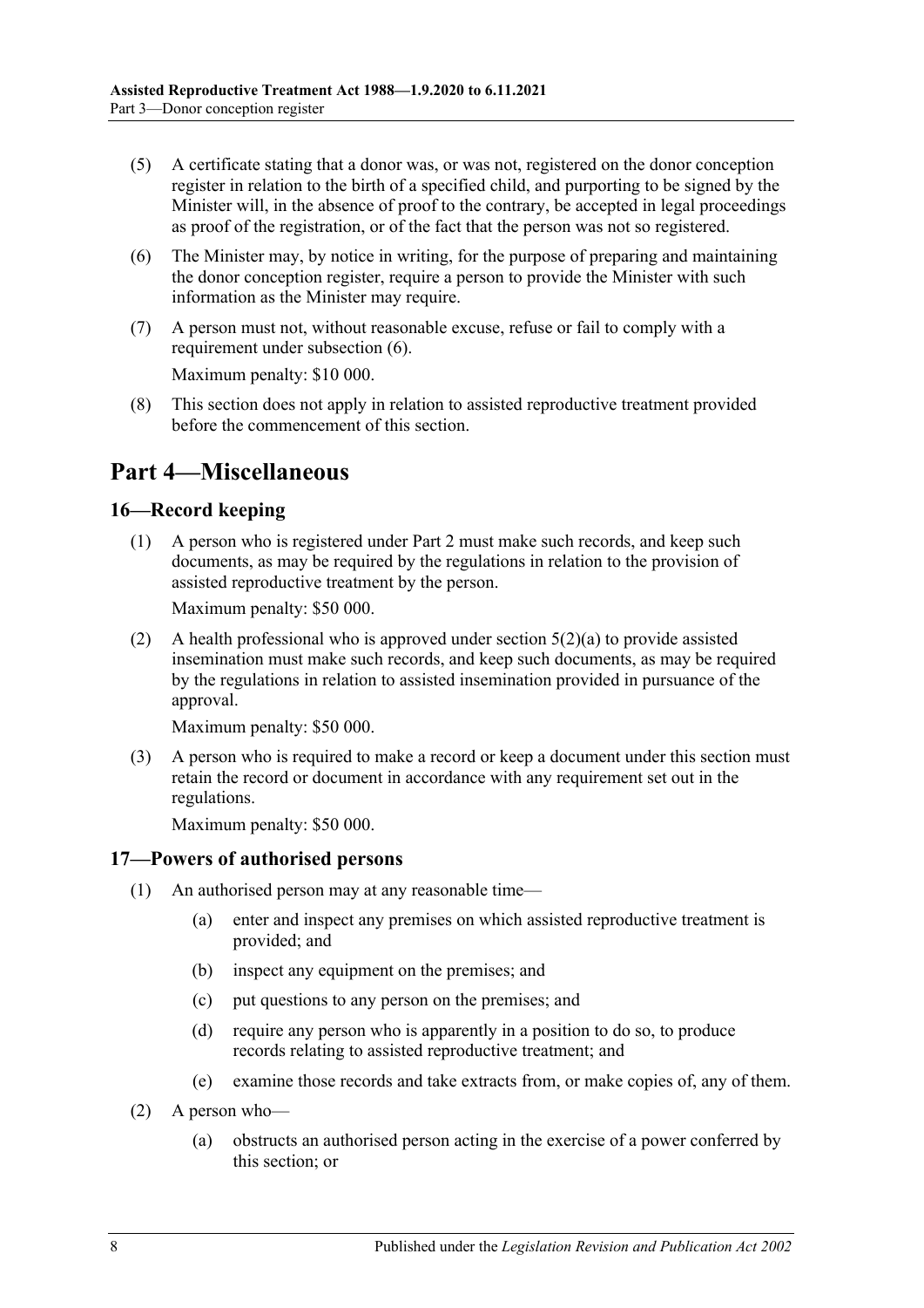(5) A certificate stating that a donor was, or was not, registered on the donor conception register in relation to the birth of a specified child, and purporting to be signed by the Minister will, in the absence of proof to the contrary, be accepted in legal proceedings as proof of the registration, or of the fact that the person was not so registered.

(6) The Minister may, by notice in writing, for the purpose of preparing and maintaining the donor conception register, require a person to provide the Minister with such information as the Minister may require.

(7) A person must not, without reasonable excuse, refuse or fail to comply with a requirement under subsection (6).

Maximum penalty: $10 000.

(8) This section does not apply in relation to assisted reproductive treatment provided before the commencement of this section.

# Part 4—Miscellaneous

## 16—Record keeping

(1) A person who is registered under Part 2 must make such records, and keep such documents, as may be required by the regulations in relation to the provision of assisted reproductive treatment by the person.

Maximum penalty: $50 000.

(2) A health professional who is approved under section 5(2)(a) to provide assisted insemination must make such records, and keep such documents, as may be required by the regulations in relation to assisted insemination provided in pursuance of the approval.

Maximum penalty: $50 000.

(3) A person who is required to make a record or keep a document under this section must retain the record or document in accordance with any requirement set out in the regulations.

Maximum penalty: $50 000.

## 17—Powers of authorised persons

(1) An authorised person may at any reasonable time—

(a) enter and inspect any premises on which assisted reproductive treatment is provided; and

(b) inspect any equipment on the premises; and

(c) put questions to any person on the premises; and

(d) require any person who is apparently in a position to do so, to produce records relating to assisted reproductive treatment; and

(e) examine those records and take extracts from, or make copies of, any of them.

(2) A person who—

(a) obstructs an authorised person acting in the exercise of a power conferred by this section; or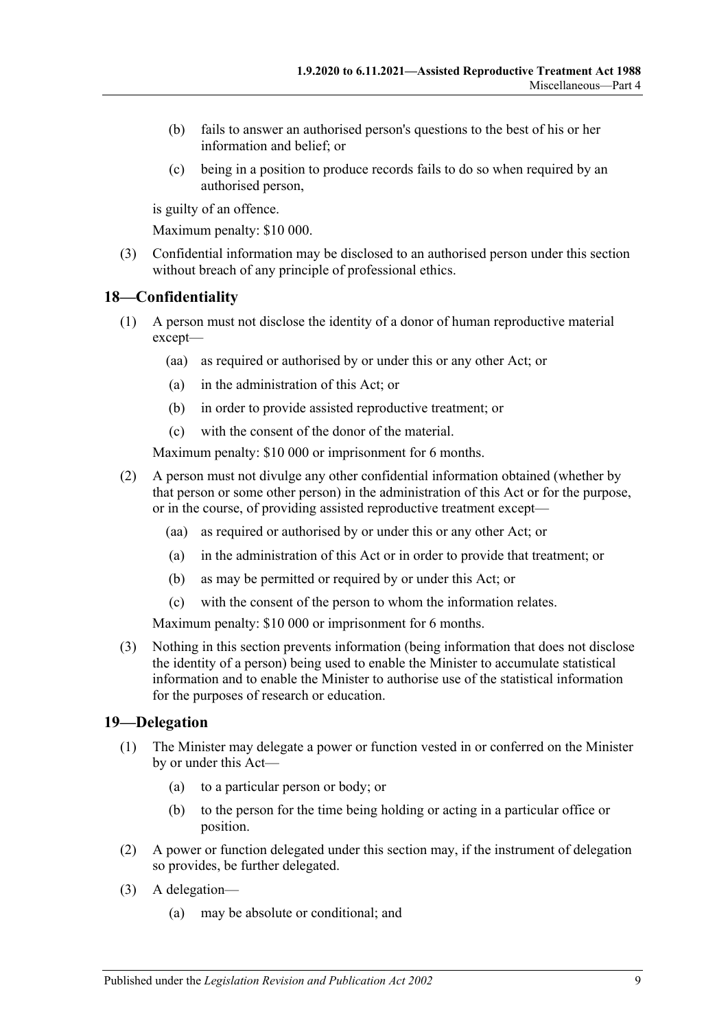(b) fails to answer an authorised person's questions to the best of his or her information and belief; or

(c) being in a position to produce records fails to do so when required by an authorised person,

is guilty of an offence.

Maximum penalty: $10 000.

(3) Confidential information may be disclosed to an authorised person under this section without breach of any principle of professional ethics.

## 18—Confidentiality

(1) A person must not disclose the identity of a donor of human reproductive material except—

(aa) as required or authorised by or under this or any other Act; or

(a) in the administration of this Act; or

(b) in order to provide assisted reproductive treatment; or

(c) with the consent of the donor of the material.

Maximum penalty: $10 000 or imprisonment for 6 months.

(2) A person must not divulge any other confidential information obtained (whether by that person or some other person) in the administration of this Act or for the purpose, or in the course, of providing assisted reproductive treatment except—

(aa) as required or authorised by or under this or any other Act; or

(a) in the administration of this Act or in order to provide that treatment; or

(b) as may be permitted or required by or under this Act; or

(c) with the consent of the person to whom the information relates.

Maximum penalty: $10 000 or imprisonment for 6 months.

(3) Nothing in this section prevents information (being information that does not disclose the identity of a person) being used to enable the Minister to accumulate statistical information and to enable the Minister to authorise use of the statistical information for the purposes of research or education.

## 19—Delegation

(1) The Minister may delegate a power or function vested in or conferred on the Minister by or under this Act—

(a) to a particular person or body; or

(b) to the person for the time being holding or acting in a particular office or position.

(2) A power or function delegated under this section may, if the instrument of delegation so provides, be further delegated.

(3) A delegation—

(a) may be absolute or conditional; and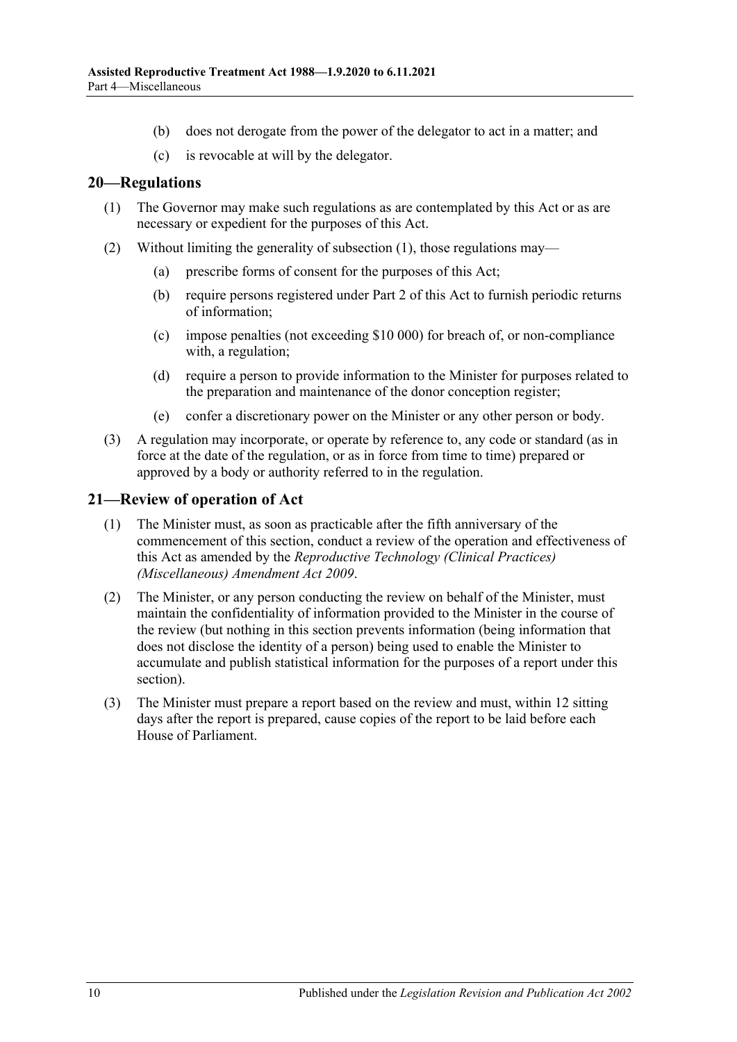(b) does not derogate from the power of the delegator to act in a matter; and

(c) is revocable at will by the delegator.

## 20—Regulations

(1) The Governor may make such regulations as are contemplated by this Act or as are necessary or expedient for the purposes of this Act.

(2) Without limiting the generality of subsection (1), those regulations may—

(a) prescribe forms of consent for the purposes of this Act;

(b) require persons registered under Part 2 of this Act to furnish periodic returns of information;

(c) impose penalties (not exceeding $10 000) for breach of, or non-compliance with, a regulation;

(d) require a person to provide information to the Minister for purposes related to the preparation and maintenance of the donor conception register;

(e) confer a discretionary power on the Minister or any other person or body.

(3) A regulation may incorporate, or operate by reference to, any code or standard (as in force at the date of the regulation, or as in force from time to time) prepared or approved by a body or authority referred to in the regulation.

## 21—Review of operation of Act

(1) The Minister must, as soon as practicable after the fifth anniversary of the commencement of this section, conduct a review of the operation and effectiveness of this Act as amended by the *Reproductive Technology (Clinical Practices) (Miscellaneous) Amendment Act 2009*.

(2) The Minister, or any person conducting the review on behalf of the Minister, must maintain the confidentiality of information provided to the Minister in the course of the review (but nothing in this section prevents information (being information that does not disclose the identity of a person) being used to enable the Minister to accumulate and publish statistical information for the purposes of a report under this section).

(3) The Minister must prepare a report based on the review and must, within 12 sitting days after the report is prepared, cause copies of the report to be laid before each House of Parliament.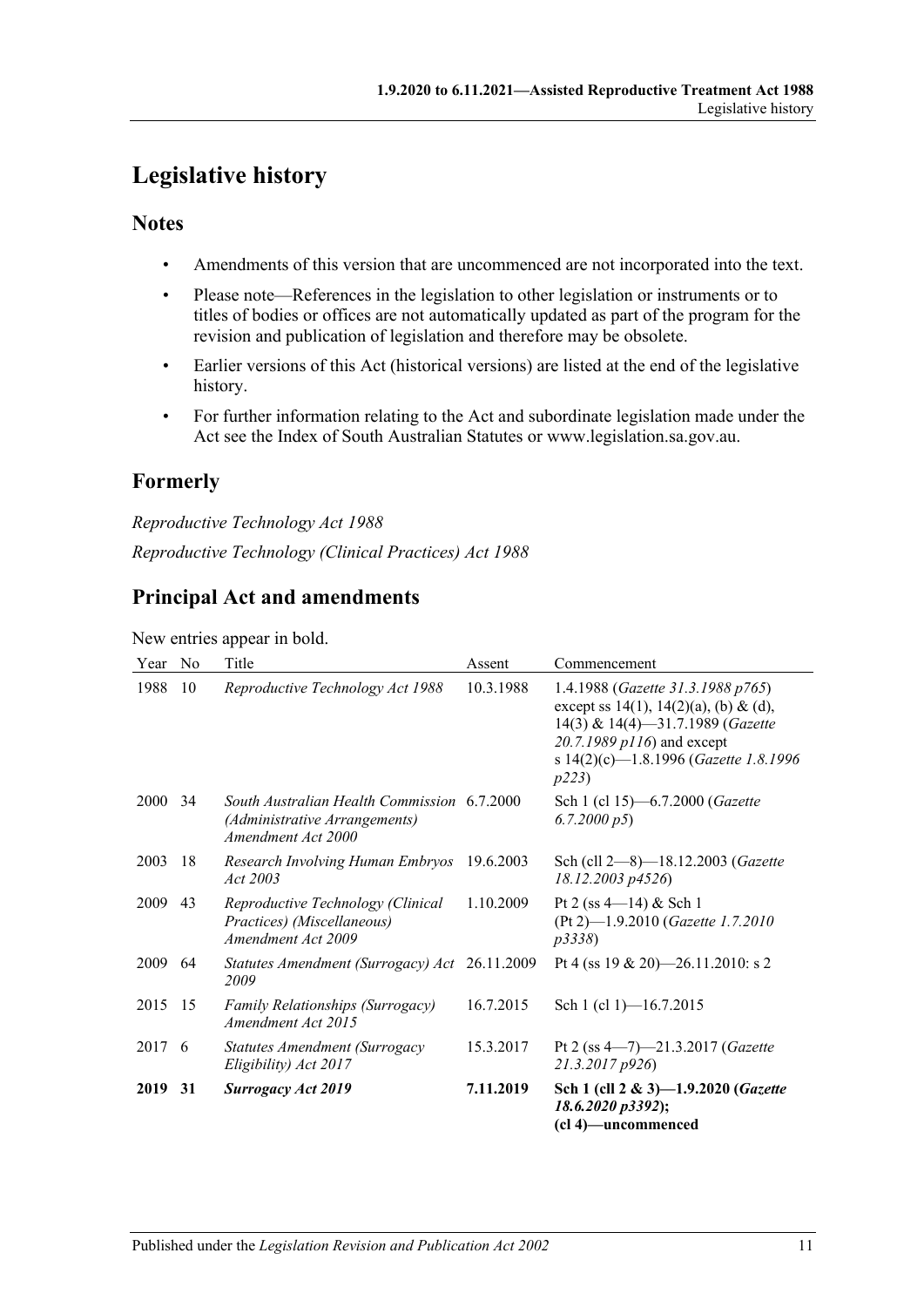# Legislative history

## Notes

- Amendments of this version that are uncommenced are not incorporated into the text.
- Please note—References in the legislation to other legislation or instruments or to titles of bodies or offices are not automatically updated as part of the program for the revision and publication of legislation and therefore may be obsolete.
- Earlier versions of this Act (historical versions) are listed at the end of the legislative history.
- For further information relating to the Act and subordinate legislation made under the Act see the Index of South Australian Statutes or www.legislation.sa.gov.au.

## Formerly

*Reproductive Technology Act 1988*

*Reproductive Technology (Clinical Practices) Act 1988*

## Principal Act and amendments

New entries appear in bold.

| Year | No | Title | Assent | Commencement |
|---|---|---|---|---|
| 1988 | 10 | *Reproductive Technology Act 1988* | 10.3.1988 | 1.4.1988 (*Gazette 31.3.1988 p765*) except ss 14(1), 14(2)(a), (b) & (d), 14(3) & 14(4)—31.7.1989 (*Gazette 20.7.1989 p116*) and except s 14(2)(c)—1.8.1996 (*Gazette 1.8.1996 p223*) |
| 2000 | 34 | *South Australian Health Commission (Administrative Arrangements) Amendment Act 2000* | 6.7.2000 | Sch 1 (cl 15)—6.7.2000 (*Gazette 6.7.2000 p5*) |
| 2003 | 18 | *Research Involving Human Embryos Act 2003* | 19.6.2003 | Sch (cll 2—8)—18.12.2003 (*Gazette 18.12.2003 p4526*) |
| 2009 | 43 | *Reproductive Technology (Clinical Practices) (Miscellaneous) Amendment Act 2009* | 1.10.2009 | Pt 2 (ss 4—14) & Sch 1 (Pt 2)—1.9.2010 (*Gazette 1.7.2010 p3338*) |
| 2009 | 64 | *Statutes Amendment (Surrogacy) Act 2009* | 26.11.2009 | Pt 4 (ss 19 & 20)—26.11.2010: s 2 |
| 2015 | 15 | *Family Relationships (Surrogacy) Amendment Act 2015* | 16.7.2015 | Sch 1 (cl 1)—16.7.2015 |
| 2017 | 6 | *Statutes Amendment (Surrogacy Eligibility) Act 2017* | 15.3.2017 | Pt 2 (ss 4—7)—21.3.2017 (*Gazette 21.3.2017 p926*) |
| **2019** | **31** | ***Surrogacy Act 2019*** | **7.11.2019** | **Sch 1 (cll 2 & 3)—1.9.2020 (*Gazette 18.6.2020 p3392*); (cl 4)—uncommenced** |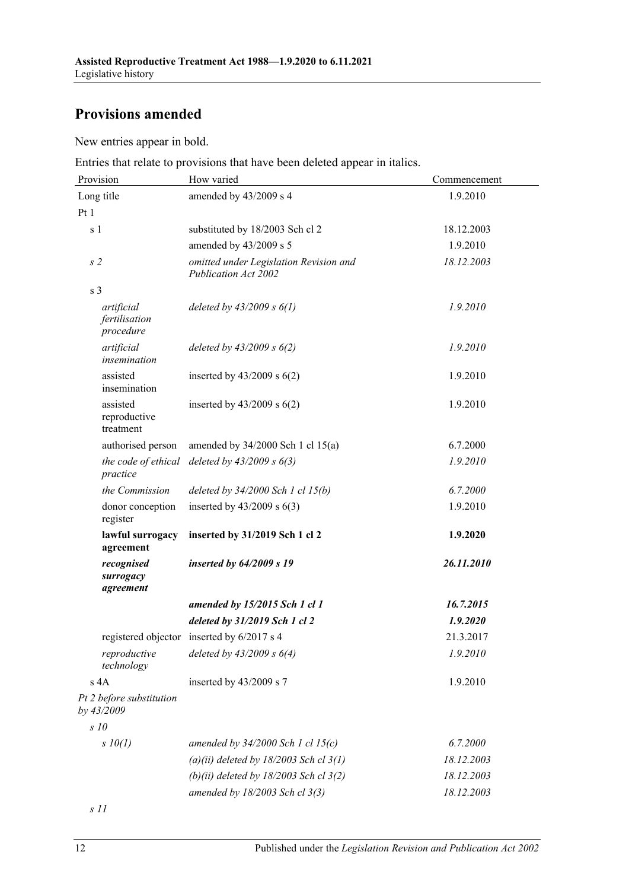## Provisions amended

New entries appear in bold.

Entries that relate to provisions that have been deleted appear in italics.

| Provision | How varied | Commencement |
|---|---|---|
| Long title | amended by 43/2009 s 4 | 1.9.2010 |
| Pt 1 | | |
| s 1 | substituted by 18/2003 Sch cl 2 | 18.12.2003 |
| | amended by 43/2009 s 5 | 1.9.2010 |
| *s 2* | *omitted under Legislation Revision and Publication Act 2002* | *18.12.2003* |
| s 3 | | |
| *artificial fertilisation procedure* | *deleted by 43/2009 s 6(1)* | *1.9.2010* |
| *artificial insemination* | *deleted by 43/2009 s 6(2)* | *1.9.2010* |
| assisted insemination | inserted by 43/2009 s 6(2) | 1.9.2010 |
| assisted reproductive treatment | inserted by 43/2009 s 6(2) | 1.9.2010 |
| authorised person | amended by 34/2000 Sch 1 cl 15(a) | 6.7.2000 |
| *the code of ethical practice* | *deleted by 43/2009 s 6(3)* | *1.9.2010* |
| *the Commission* | *deleted by 34/2000 Sch 1 cl 15(b)* | *6.7.2000* |
| donor conception register | inserted by 43/2009 s 6(3) | 1.9.2010 |
| **lawful surrogacy agreement** | **inserted by 31/2019 Sch 1 cl 2** | **1.9.2020** |
| ***recognised surrogacy agreement*** | ***inserted by 64/2009 s 19*** | ***26.11.2010*** |
| | ***amended by 15/2015 Sch 1 cl 1*** | ***16.7.2015*** |
| | ***deleted by 31/2019 Sch 1 cl 2*** | ***1.9.2020*** |
| registered objector | inserted by 6/2017 s 4 | 21.3.2017 |
| *reproductive technology* | *deleted by 43/2009 s 6(4)* | *1.9.2010* |
| s 4A | inserted by 43/2009 s 7 | 1.9.2010 |
| *Pt 2 before substitution by 43/2009* | | |
| *s 10* | | |
| *s 10(1)* | *amended by 34/2000 Sch 1 cl 15(c)* | *6.7.2000* |
| | *(a)(ii) deleted by 18/2003 Sch cl 3(1)* | *18.12.2003* |
| | *(b)(ii) deleted by 18/2003 Sch cl 3(2)* | *18.12.2003* |
| | *amended by 18/2003 Sch cl 3(3)* | *18.12.2003* |
| *s 11* | | |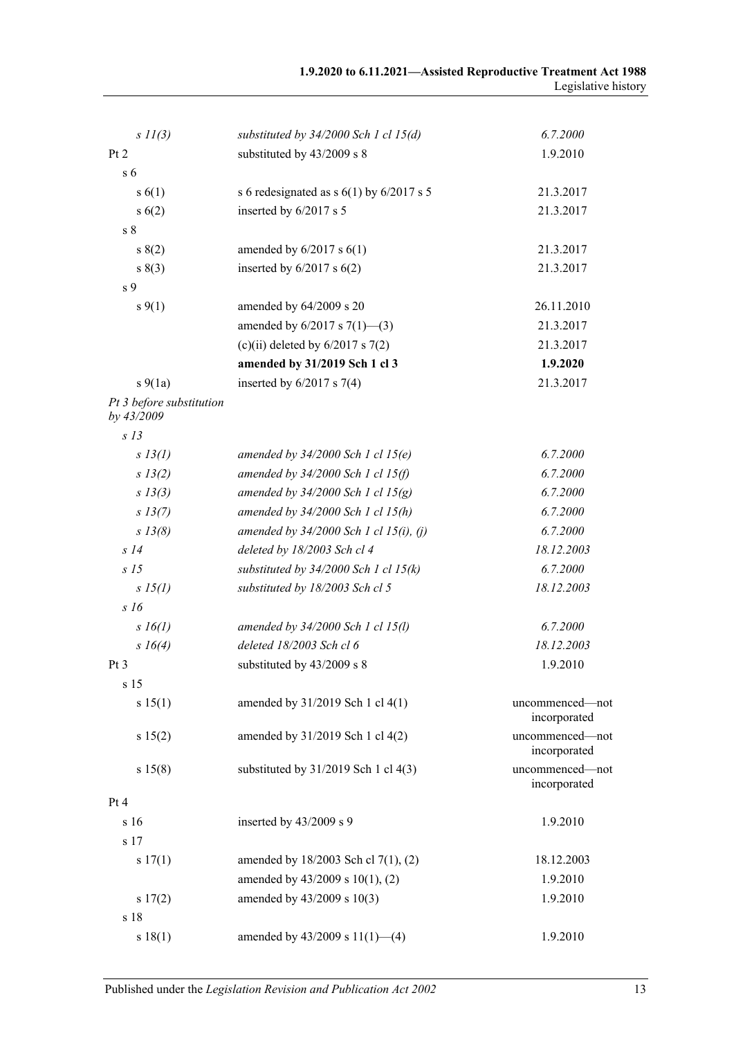| | | |
|---|---|---|
| *s 11(3)* | *substituted by 34/2000 Sch 1 cl 15(d)* | *6.7.2000* |
| Pt 2 | substituted by 43/2009 s 8 | 1.9.2010 |
| s 6 | | |
| s 6(1) | s 6 redesignated as s 6(1) by 6/2017 s 5 | 21.3.2017 |
| s 6(2) | inserted by 6/2017 s 5 | 21.3.2017 |
| s 8 | | |
| s 8(2) | amended by 6/2017 s 6(1) | 21.3.2017 |
| s 8(3) | inserted by 6/2017 s 6(2) | 21.3.2017 |
| s 9 | | |
| s 9(1) | amended by 64/2009 s 20 | 26.11.2010 |
| | amended by 6/2017 s 7(1)—(3) | 21.3.2017 |
| | (c)(ii) deleted by 6/2017 s 7(2) | 21.3.2017 |
| | **amended by 31/2019 Sch 1 cl 3** | **1.9.2020** |
| s 9(1a) | inserted by 6/2017 s 7(4) | 21.3.2017 |
| *Pt 3 before substitution by 43/2009* | | |
| *s 13* | | |
| *s 13(1)* | *amended by 34/2000 Sch 1 cl 15(e)* | *6.7.2000* |
| *s 13(2)* | *amended by 34/2000 Sch 1 cl 15(f)* | *6.7.2000* |
| *s 13(3)* | *amended by 34/2000 Sch 1 cl 15(g)* | *6.7.2000* |
| *s 13(7)* | *amended by 34/2000 Sch 1 cl 15(h)* | *6.7.2000* |
| *s 13(8)* | *amended by 34/2000 Sch 1 cl 15(i), (j)* | *6.7.2000* |
| *s 14* | *deleted by 18/2003 Sch cl 4* | *18.12.2003* |
| *s 15* | *substituted by 34/2000 Sch 1 cl 15(k)* | *6.7.2000* |
| *s 15(1)* | *substituted by 18/2003 Sch cl 5* | *18.12.2003* |
| *s 16* | | |
| *s 16(1)* | *amended by 34/2000 Sch 1 cl 15(l)* | *6.7.2000* |
| *s 16(4)* | *deleted 18/2003 Sch cl 6* | *18.12.2003* |
| Pt 3 | substituted by 43/2009 s 8 | 1.9.2010 |
| s 15 | | |
| s 15(1) | amended by 31/2019 Sch 1 cl 4(1) | uncommenced—not incorporated |
| s 15(2) | amended by 31/2019 Sch 1 cl 4(2) | uncommenced—not incorporated |
| s 15(8) | substituted by 31/2019 Sch 1 cl 4(3) | uncommenced—not incorporated |
| Pt 4 | | |
| s 16 | inserted by 43/2009 s 9 | 1.9.2010 |
| s 17 | | |
| s 17(1) | amended by 18/2003 Sch cl 7(1), (2) | 18.12.2003 |
| | amended by 43/2009 s 10(1), (2) | 1.9.2010 |
| s 17(2) | amended by 43/2009 s 10(3) | 1.9.2010 |
| s 18 | | |
| s 18(1) | amended by 43/2009 s 11(1)—(4) | 1.9.2010 |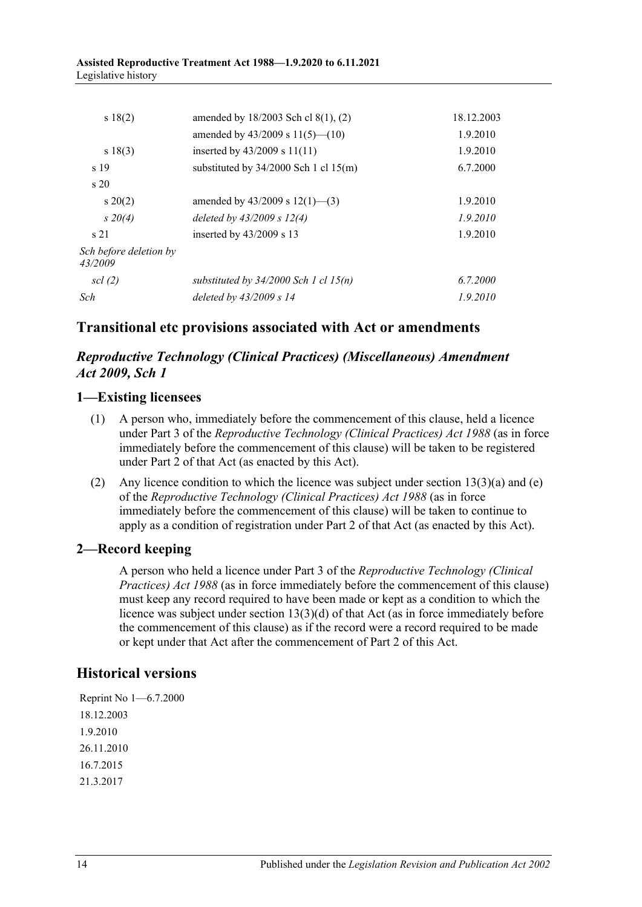| | | |
|---|---|---|
| s 18(2) | amended by 18/2003 Sch cl 8(1), (2) | 18.12.2003 |
| | amended by 43/2009 s 11(5)—(10) | 1.9.2010 |
| s 18(3) | inserted by 43/2009 s 11(11) | 1.9.2010 |
| s 19 | substituted by 34/2000 Sch 1 cl 15(m) | 6.7.2000 |
| s 20 | | |
| s 20(2) | amended by 43/2009 s 12(1)—(3) | 1.9.2010 |
| *s 20(4)* | *deleted by 43/2009 s 12(4)* | *1.9.2010* |
| s 21 | inserted by 43/2009 s 13 | 1.9.2010 |
| *Sch before deletion by 43/2009* | | |
| *scl (2)* | *substituted by 34/2000 Sch 1 cl 15(n)* | *6.7.2000* |
| *Sch* | *deleted by 43/2009 s 14* | *1.9.2010* |

## Transitional etc provisions associated with Act or amendments

### *Reproductive Technology (Clinical Practices) (Miscellaneous) Amendment Act 2009, Sch 1*

### 1—Existing licensees

(1) A person who, immediately before the commencement of this clause, held a licence under Part 3 of the *Reproductive Technology (Clinical Practices) Act 1988* (as in force immediately before the commencement of this clause) will be taken to be registered under Part 2 of that Act (as enacted by this Act).

(2) Any licence condition to which the licence was subject under section 13(3)(a) and (e) of the *Reproductive Technology (Clinical Practices) Act 1988* (as in force immediately before the commencement of this clause) will be taken to continue to apply as a condition of registration under Part 2 of that Act (as enacted by this Act).

### 2—Record keeping

A person who held a licence under Part 3 of the *Reproductive Technology (Clinical Practices) Act 1988* (as in force immediately before the commencement of this clause) must keep any record required to have been made or kept as a condition to which the licence was subject under section 13(3)(d) of that Act (as in force immediately before the commencement of this clause) as if the record were a record required to be made or kept under that Act after the commencement of Part 2 of this Act.

## Historical versions

Reprint No 1—6.7.2000

18.12.2003

1.9.2010

26.11.2010

16.7.2015

21.3.2017